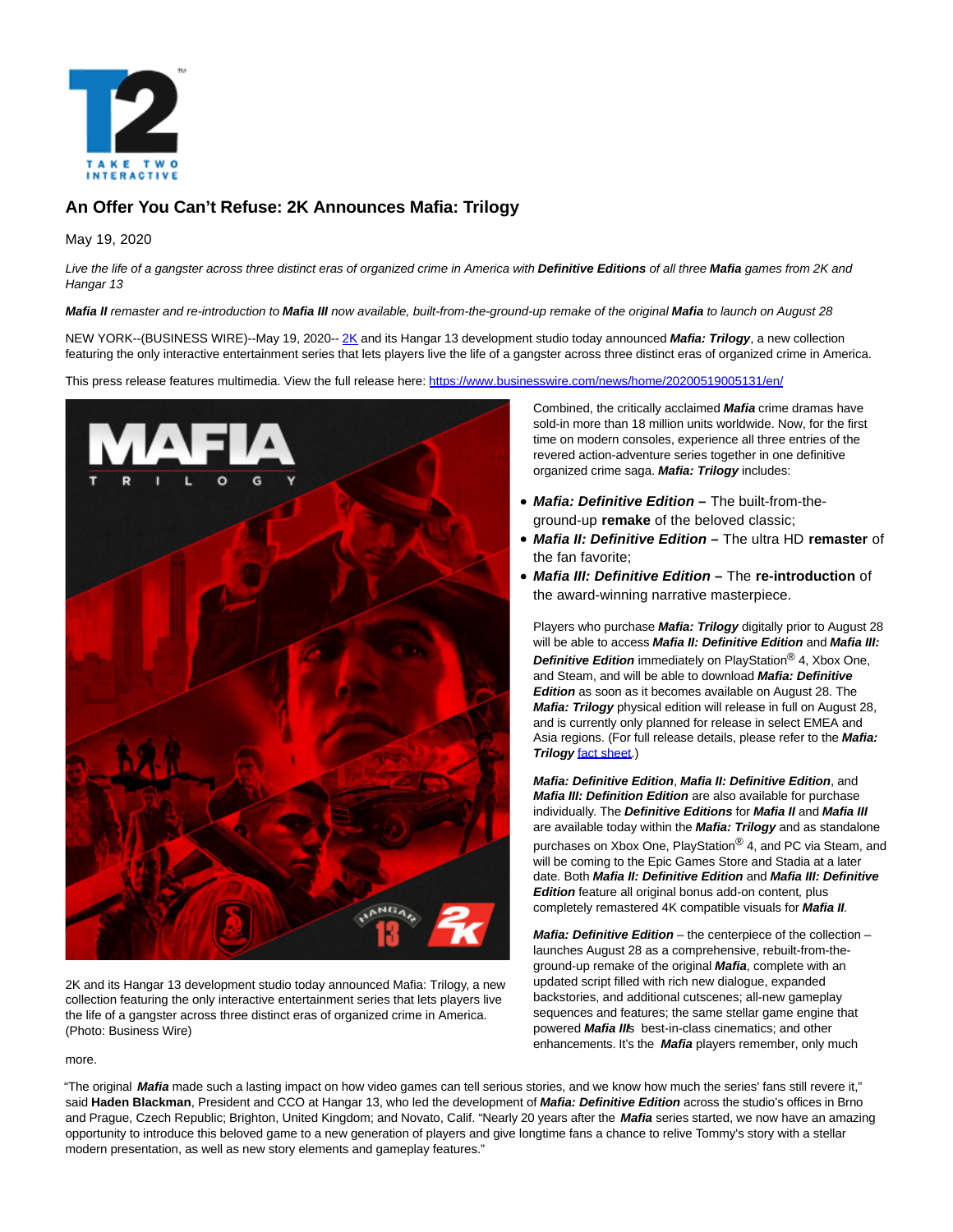# An Offer You Can't Refuse: 2K Announces Mafia: Trilogy

May 19, 2020

*Live the life of a gangster across three distinct eras of organized crime in America with **Definitive Editions** of all three **Mafia** games from 2K and Hangar 13*

***Mafia II** remaster and re-introduction to **Mafia III** now available, built-from-the-ground-up remake of the original **Mafia** to launch on August 28*

NEW YORK--(BUSINESS WIRE)--May 19, 2020-- [2K](https://www.2k.com) and its Hangar 13 development studio today announced ***Mafia: Trilogy***, a new collection featuring the only interactive entertainment series that lets players live the life of a gangster across three distinct eras of organized crime in America.

This press release features multimedia. View the full release here: https://www.businesswire.com/news/home/20200519005131/en/

2K and its Hangar 13 development studio today announced Mafia: Trilogy, a new collection featuring the only interactive entertainment series that lets players live the life of a gangster across three distinct eras of organized crime in America. (Photo: Business Wire)

Combined, the critically acclaimed ***Mafia*** crime dramas have sold-in more than 18 million units worldwide. Now, for the first time on modern consoles, experience all three entries of the revered action-adventure series together in one definitive organized crime saga. ***Mafia: Trilogy*** includes:

- ***Mafia: Definitive Edition*** **–** The built-from-the-ground-up **remake** of the beloved classic;
- ***Mafia II: Definitive Edition*** **–** The ultra HD **remaster** of the fan favorite;
- ***Mafia III: Definitive Edition*** **–** The **re-introduction** of the award-winning narrative masterpiece.

Players who purchase ***Mafia: Trilogy*** digitally prior to August 28 will be able to access ***Mafia II: Definitive Edition*** and ***Mafia III: Definitive Edition*** immediately on PlayStation® 4, Xbox One, and Steam, and will be able to download ***Mafia: Definitive Edition*** as soon as it becomes available on August 28. The ***Mafia: Trilogy*** physical edition will release in full on August 28, and is currently only planned for release in select EMEA and Asia regions. (For full release details, please refer to the ***Mafia: Trilogy*** fact sheet.)

***Mafia: Definitive Edition***, ***Mafia II: Definitive Edition***, and ***Mafia III: Definition Edition*** are also available for purchase individually. The ***Definitive Editions*** for ***Mafia II*** and ***Mafia III*** are available today within the ***Mafia: Trilogy*** and as standalone purchases on Xbox One, PlayStation® 4, and PC via Steam, and will be coming to the Epic Games Store and Stadia at a later date. Both ***Mafia II: Definitive Edition*** and ***Mafia III: Definitive Edition*** feature all original bonus add-on content, plus completely remastered 4K compatible visuals for ***Mafia II***.

***Mafia: Definitive Edition*** – the centerpiece of the collection – launches August 28 as a comprehensive, rebuilt-from-the-ground-up remake of the original ***Mafia***, complete with an updated script filled with rich new dialogue, expanded backstories, and additional cutscenes; all-new gameplay sequences and features; the same stellar game engine that powered ***Mafia III***s best-in-class cinematics; and other enhancements. It's the ***Mafia*** players remember, only much more.

"The original ***Mafia*** made such a lasting impact on how video games can tell serious stories, and we know how much the series' fans still revere it," said **Haden Blackman**, President and CCO at Hangar 13, who led the development of ***Mafia: Definitive Edition*** across the studio's offices in Brno and Prague, Czech Republic; Brighton, United Kingdom; and Novato, Calif. "Nearly 20 years after the ***Mafia*** series started, we now have an amazing opportunity to introduce this beloved game to a new generation of players and give longtime fans a chance to relive Tommy's story with a stellar modern presentation, as well as new story elements and gameplay features."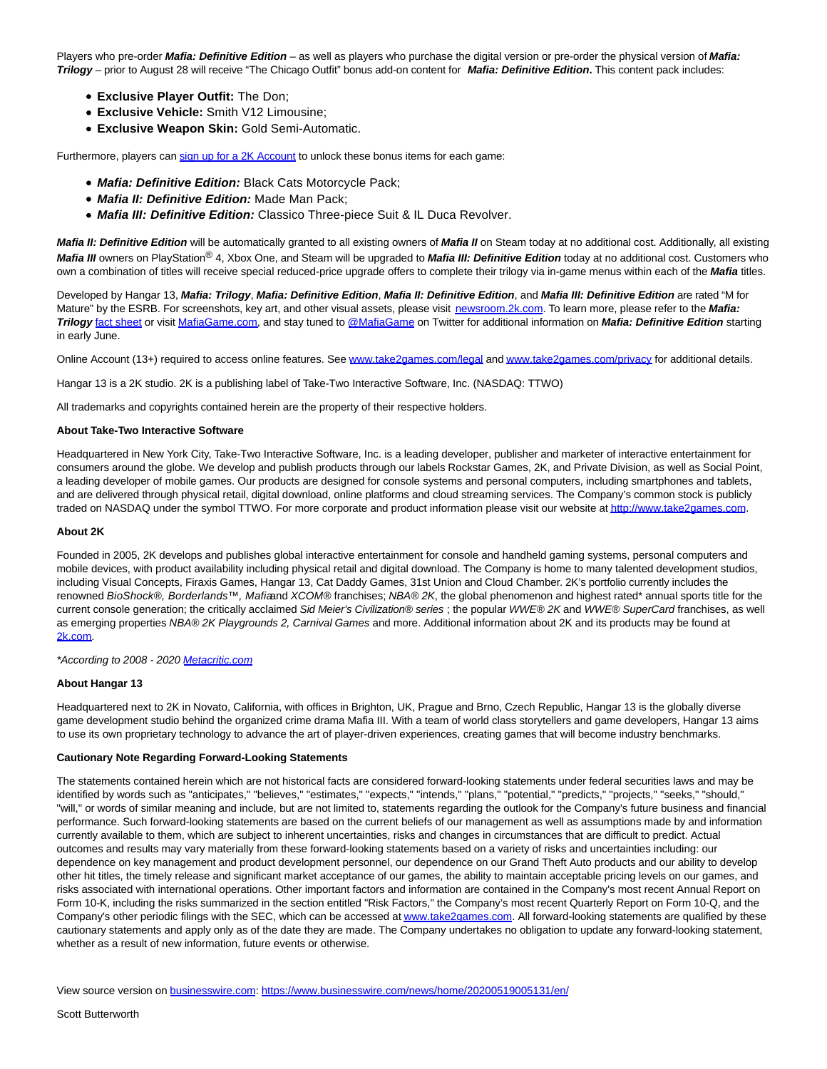Players who pre-order ***Mafia: Definitive Edition*** – as well as players who purchase the digital version or pre-order the physical version of ***Mafia: Trilogy*** – prior to August 28 will receive "The Chicago Outfit" bonus add-on content for ***Mafia: Definitive Edition***. This content pack includes:

- **Exclusive Player Outfit:** The Don;
- **Exclusive Vehicle:** Smith V12 Limousine;
- **Exclusive Weapon Skin:** Gold Semi-Automatic.

Furthermore, players can [sign up for a 2K Account](#) to unlock these bonus items for each game:

- ***Mafia: Definitive Edition:*** Black Cats Motorcycle Pack;
- ***Mafia II: Definitive Edition:*** Made Man Pack;
- ***Mafia III: Definitive Edition:*** Classico Three-piece Suit & IL Duca Revolver.

***Mafia II: Definitive Edition*** will be automatically granted to all existing owners of ***Mafia II*** on Steam today at no additional cost. Additionally, all existing ***Mafia III*** owners on PlayStation® 4, Xbox One, and Steam will be upgraded to ***Mafia III: Definitive Edition*** today at no additional cost. Customers who own a combination of titles will receive special reduced-price upgrade offers to complete their trilogy via in-game menus within each of the ***Mafia*** titles.

Developed by Hangar 13, ***Mafia: Trilogy***, ***Mafia: Definitive Edition***, ***Mafia II: Definitive Edition***, and ***Mafia III: Definitive Edition*** are rated "M for Mature" by the ESRB. For screenshots, key art, and other visual assets, please visit [newsroom.2k.com](#). To learn more, please refer to the ***Mafia: Trilogy*** [fact sheet](#) or visit [MafiaGame.com](#), and stay tuned to [@MafiaGame](#) on Twitter for additional information on ***Mafia: Definitive Edition*** starting in early June.

Online Account (13+) required to access online features. See [www.take2games.com/legal](#) and [www.take2games.com/privacy](#) for additional details.

Hangar 13 is a 2K studio. 2K is a publishing label of Take-Two Interactive Software, Inc. (NASDAQ: TTWO)

All trademarks and copyrights contained herein are the property of their respective holders.

**About Take-Two Interactive Software**

Headquartered in New York City, Take-Two Interactive Software, Inc. is a leading developer, publisher and marketer of interactive entertainment for consumers around the globe. We develop and publish products through our labels Rockstar Games, 2K, and Private Division, as well as Social Point, a leading developer of mobile games. Our products are designed for console systems and personal computers, including smartphones and tablets, and are delivered through physical retail, digital download, online platforms and cloud streaming services. The Company's common stock is publicly traded on NASDAQ under the symbol TTWO. For more corporate and product information please visit our website at [http://www.take2games.com](#).

**About 2K**

Founded in 2005, 2K develops and publishes global interactive entertainment for console and handheld gaming systems, personal computers and mobile devices, with product availability including physical retail and digital download. The Company is home to many talented development studios, including Visual Concepts, Firaxis Games, Hangar 13, Cat Daddy Games, 31st Union and Cloud Chamber. 2K's portfolio currently includes the renowned *BioShock®, Borderlands™, Mafia* and *XCOM®* franchises; *NBA® 2K*, the global phenomenon and highest rated* annual sports title for the current console generation; the critically acclaimed *Sid Meier's Civilization® series* ; the popular *WWE® 2K* and *WWE® SuperCard* franchises, as well as emerging properties *NBA® 2K Playgrounds 2, Carnival Games* and more. Additional information about 2K and its products may be found at [2k.com](#).

*\*According to 2008 - 2020 [Metacritic.com](#)*

**About Hangar 13**

Headquartered next to 2K in Novato, California, with offices in Brighton, UK, Prague and Brno, Czech Republic, Hangar 13 is the globally diverse game development studio behind the organized crime drama Mafia III. With a team of world class storytellers and game developers, Hangar 13 aims to use its own proprietary technology to advance the art of player-driven experiences, creating games that will become industry benchmarks.

**Cautionary Note Regarding Forward-Looking Statements**

The statements contained herein which are not historical facts are considered forward-looking statements under federal securities laws and may be identified by words such as "anticipates," "believes," "estimates," "expects," "intends," "plans," "potential," "predicts," "projects," "seeks," "should," "will," or words of similar meaning and include, but are not limited to, statements regarding the outlook for the Company's future business and financial performance. Such forward-looking statements are based on the current beliefs of our management as well as assumptions made by and information currently available to them, which are subject to inherent uncertainties, risks and changes in circumstances that are difficult to predict. Actual outcomes and results may vary materially from these forward-looking statements based on a variety of risks and uncertainties including: our dependence on key management and product development personnel, our dependence on our Grand Theft Auto products and our ability to develop other hit titles, the timely release and significant market acceptance of our games, the ability to maintain acceptable pricing levels on our games, and risks associated with international operations. Other important factors and information are contained in the Company's most recent Annual Report on Form 10-K, including the risks summarized in the section entitled "Risk Factors," the Company's most recent Quarterly Report on Form 10-Q, and the Company's other periodic filings with the SEC, which can be accessed at [www.take2games.com](#). All forward-looking statements are qualified by these cautionary statements and apply only as of the date they are made. The Company undertakes no obligation to update any forward-looking statement, whether as a result of new information, future events or otherwise.

View source version on [businesswire.com](#): [https://www.businesswire.com/news/home/20200519005131/en/](#)

Scott Butterworth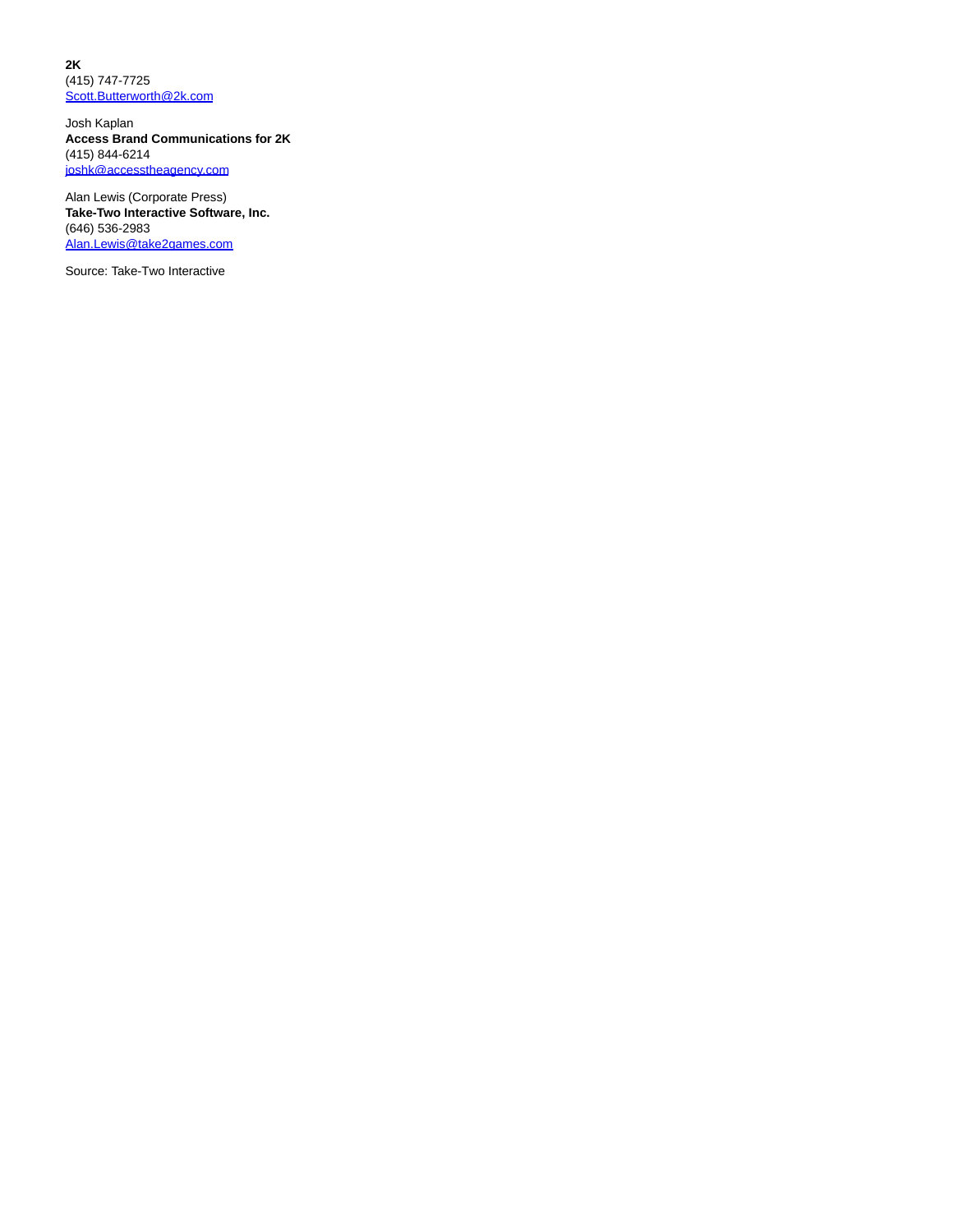**2K**
(415) 747-7725
Scott.Butterworth@2k.com

Josh Kaplan
**Access Brand Communications for 2K**
(415) 844-6214
joshk@accesstheagency.com

Alan Lewis (Corporate Press)
**Take-Two Interactive Software, Inc.**
(646) 536-2983
Alan.Lewis@take2games.com

Source: Take-Two Interactive